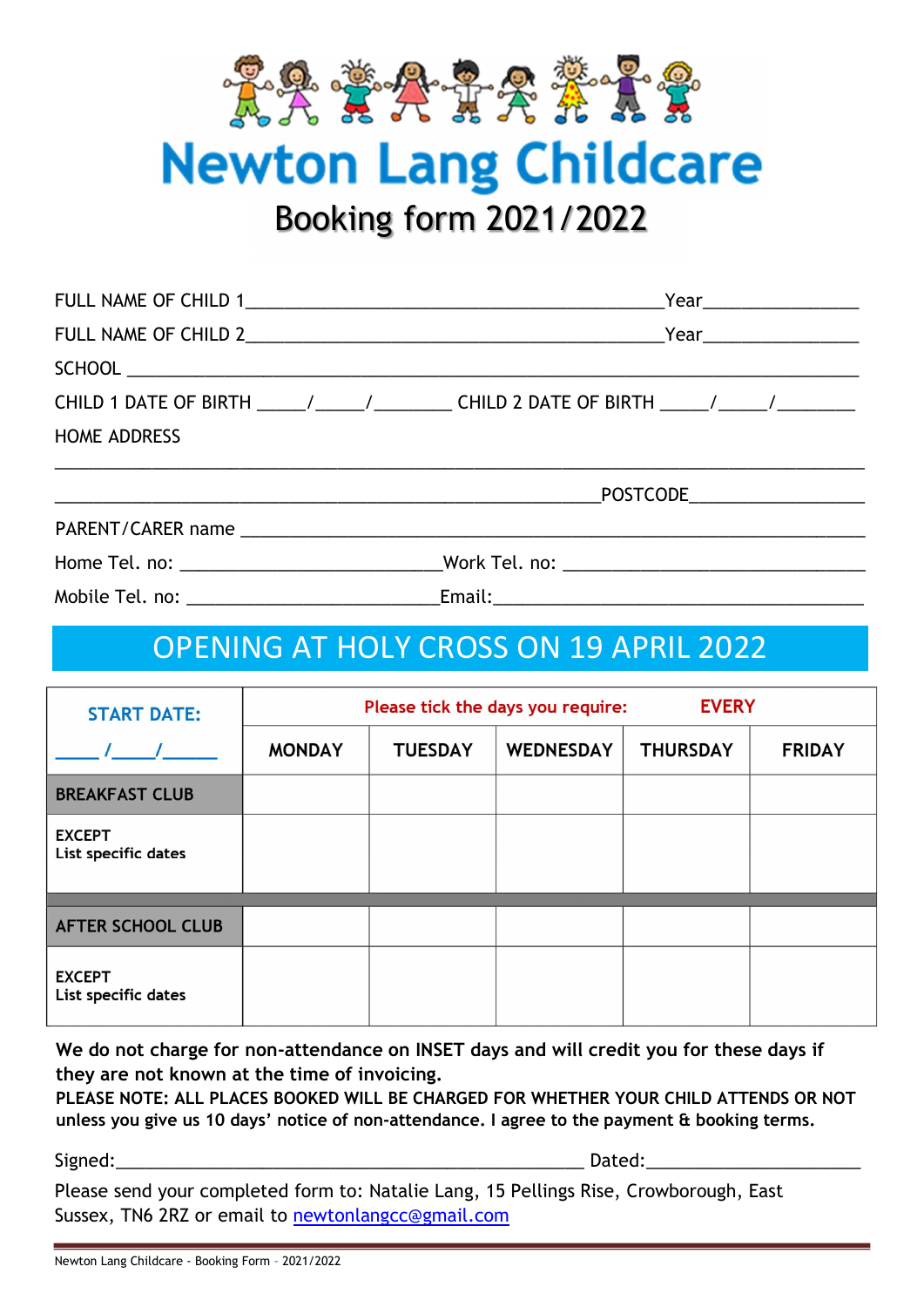# Newton Lang Childcare

## Booking form 2021/2022

FULL NAME OF CHILD 1_____________________________________________Year_______________

FULL NAME OF CHILD 2_____________________________________________Year_______________

SCHOOL ___________________________________________________________________________

CHILD 1 DATE OF BIRTH _____/_____/________ CHILD 2 DATE OF BIRTH _____/_____/________

HOME ADDRESS

__________________________________________________________________________________

_________________________________________________________POSTCODE_________________

PARENT/CARER name _________________________________________________________________

Home Tel. no: ___________________________Work Tel. no: ________________________________

Mobile Tel. no: __________________________Email:______________________________________

## OPENING AT HOLY CROSS ON 19 APRIL 2022

| START DATE: ____/____/_____ | Please tick the days you require: EVERY | | | | |
|---|---|---|---|---|---|
| | MONDAY | TUESDAY | WEDNESDAY | THURSDAY | FRIDAY |
| **BREAKFAST CLUB** | | | | | |
| **EXCEPT** List specific dates | | | | | |
| **AFTER SCHOOL CLUB** | | | | | |
| **EXCEPT** List specific dates | | | | | |

**We do not charge for non-attendance on INSET days and will credit you for these days if they are not known at the time of invoicing.**

**PLEASE NOTE: ALL PLACES BOOKED WILL BE CHARGED FOR WHETHER YOUR CHILD ATTENDS OR NOT unless you give us 10 days' notice of non-attendance. I agree to the payment & booking terms.**

Signed:__________________________________________________ Dated:______________________

Please send your completed form to: Natalie Lang, 15 Pellings Rise, Crowborough, East Sussex, TN6 2RZ or email to newtonlangcc@gmail.com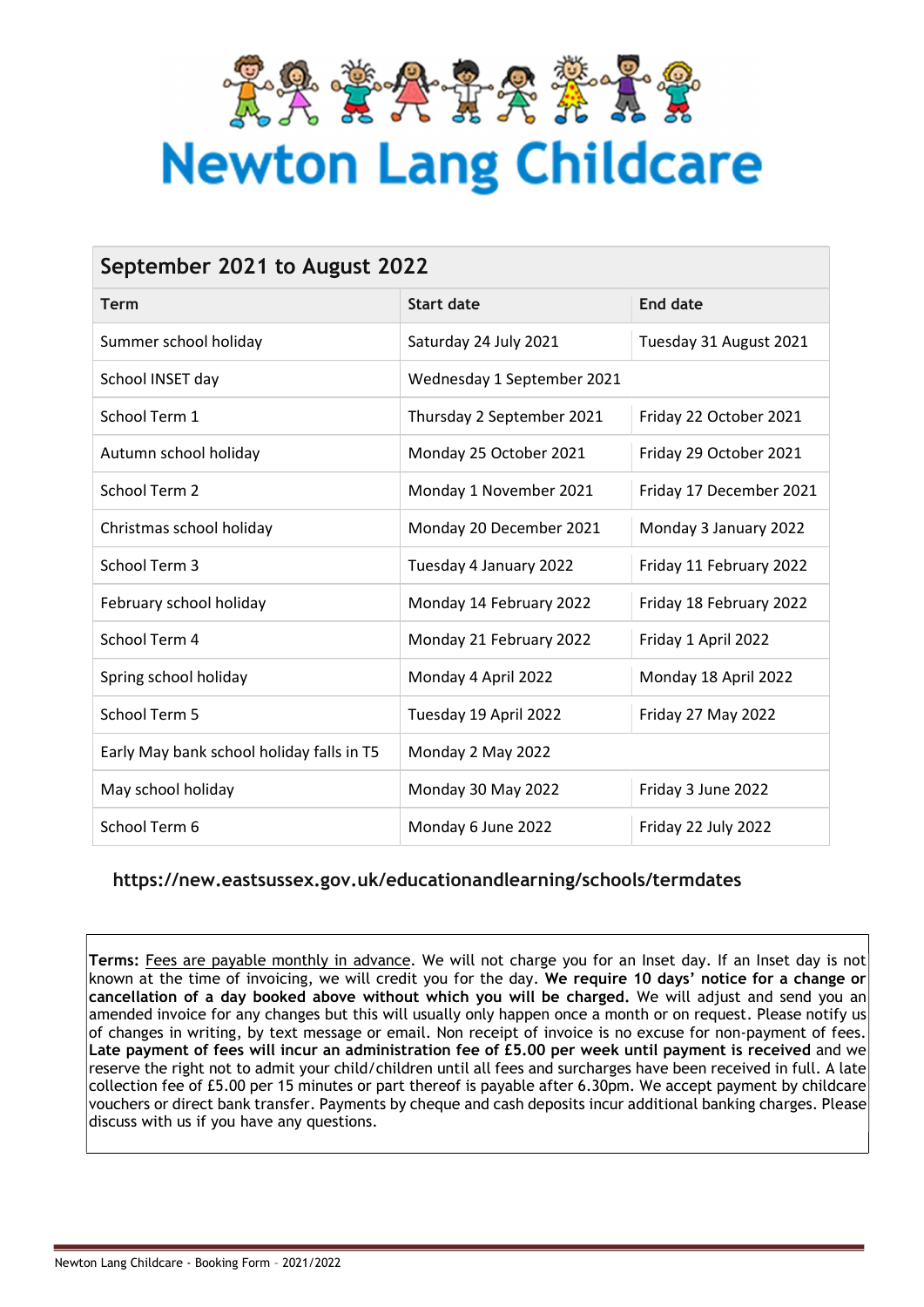# Newton Lang Childcare

## September 2021 to August 2022

| Term | Start date | End date |
|---|---|---|
| Summer school holiday | Saturday 24 July 2021 | Tuesday 31 August 2021 |
| School INSET day | Wednesday 1 September 2021 | |
| School Term 1 | Thursday 2 September 2021 | Friday 22 October 2021 |
| Autumn school holiday | Monday 25 October 2021 | Friday 29 October 2021 |
| School Term 2 | Monday 1 November 2021 | Friday 17 December 2021 |
| Christmas school holiday | Monday 20 December 2021 | Monday 3 January 2022 |
| School Term 3 | Tuesday 4 January 2022 | Friday 11 February 2022 |
| February school holiday | Monday 14 February 2022 | Friday 18 February 2022 |
| School Term 4 | Monday 21 February 2022 | Friday 1 April 2022 |
| Spring school holiday | Monday 4 April 2022 | Monday 18 April 2022 |
| School Term 5 | Tuesday 19 April 2022 | Friday 27 May 2022 |
| Early May bank school holiday falls in T5 | Monday 2 May 2022 | |
| May school holiday | Monday 30 May 2022 | Friday 3 June 2022 |
| School Term 6 | Monday 6 June 2022 | Friday 22 July 2022 |

**https://new.eastsussex.gov.uk/educationandlearning/schools/termdates**

**Terms:** Fees are payable monthly in advance. We will not charge you for an Inset day. If an Inset day is not known at the time of invoicing, we will credit you for the day. **We require 10 days' notice for a change or cancellation of a day booked above without which you will be charged.** We will adjust and send you an amended invoice for any changes but this will usually only happen once a month or on request. Please notify us of changes in writing, by text message or email. Non receipt of invoice is no excuse for non-payment of fees. **Late payment of fees will incur an administration fee of £5.00 per week until payment is received** and we reserve the right not to admit your child/children until all fees and surcharges have been received in full. A late collection fee of £5.00 per 15 minutes or part thereof is payable after 6.30pm. We accept payment by childcare vouchers or direct bank transfer. Payments by cheque and cash deposits incur additional banking charges. Please discuss with us if you have any questions.